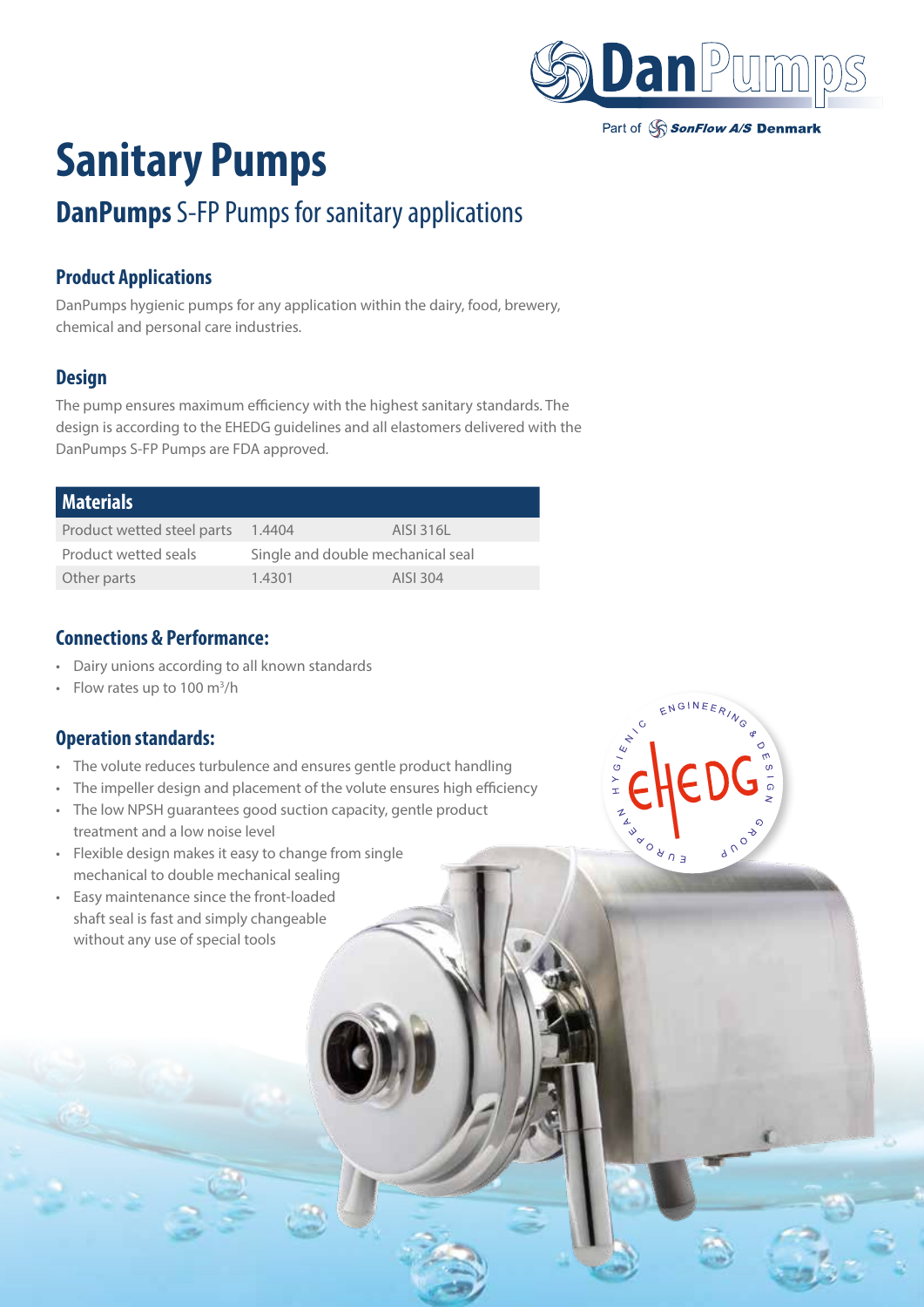# Sanitary Pumps

## DanPumps S-FP Pumps for sanitary applications

### Product Applications

DanPumps hygienic pumps for any application within the dairy, food, brewery, chemical and personal care industries.

### Design

The pump ensures maximum efficiency with the highest sanitary standards. The design is according to the EHEDG guidelines and all elastomers delivered with the DanPumps S-FP Pumps are FDA approved.

| Materials | | |
|---|---|---|
| Product wetted steel parts | 1.4404 | AISI 316L |
| Product wetted seals | Single and double mechanical seal | |
| Other parts | 1.4301 | AISI 304 |

### Connections & Performance:

- Dairy unions according to all known standards
- Flow rates up to 100 $m^3$/h

### Operation standards:

- The volute reduces turbulence and ensures gentle product handling
- The impeller design and placement of the volute ensures high efficiency
- The low NPSH guarantees good suction capacity, gentle product treatment and a low noise level
- Flexible design makes it easy to change from single mechanical to double mechanical sealing
- Easy maintenance since the front-loaded shaft seal is fast and simply changeable without any use of special tools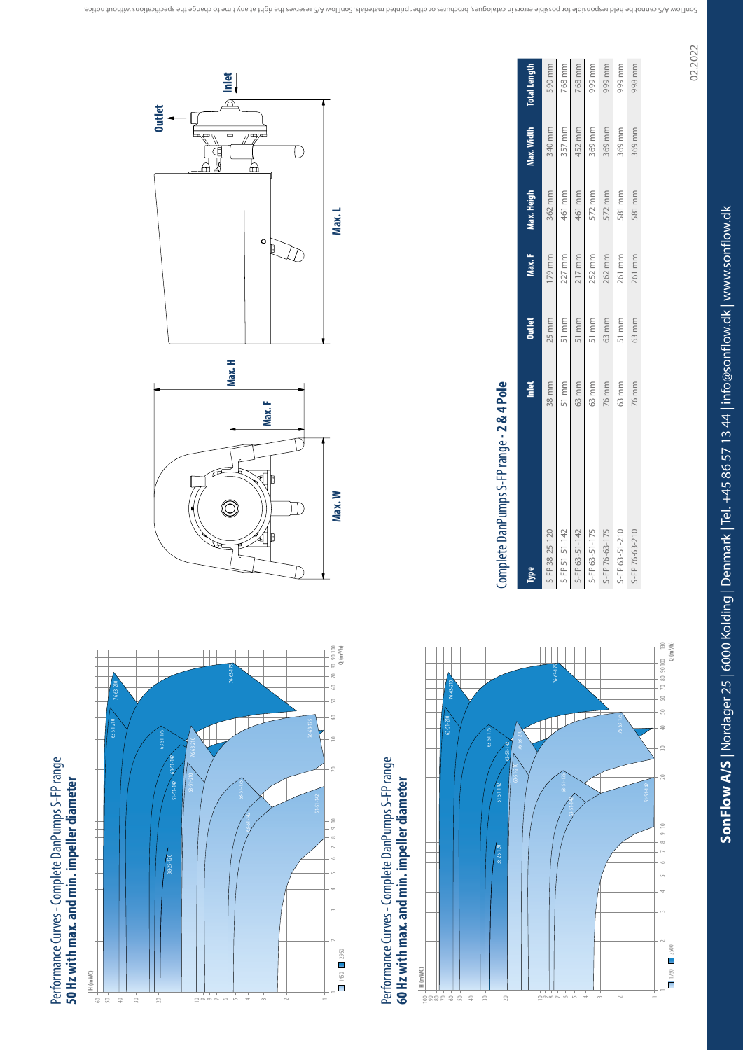## Performance Curves - Complete DanPumps S-FP range
### 50 Hz with max. and min. impeller diameter

H (mWC)

60 50 40 30 20 10 9 8 7 6 5 4 3 2

63-51-210
76-63-210
76-63-175
63-51-175
63-51-142
51-51-142
38-25-120
63-51-210
76-63-210
63-51-175
63-51-142
76-63-175
51-51-142

1 2 3 4 5 6 7 8 9 10 20 30 40 50 60 70 80 90 100
Q (m³/h)

1450 2950

## Performance Curves - Complete DanPumps S-FP range
### 60 Hz with max. and min. impeller diameter

H (mWC)

100 90 80 70 60 50 40 30 20 10 9 8 7 6 5 4 3 2

63-51-210
76-63-210
76-63-175
63-51-175
63-51-142
51-51-142
38-25-120
76-63-210
63-51-210
63-51-175
63-51-142
76-63-175
51-51-142

1 2 3 4 5 6 7 8 9 10 20 30 40 50 60 70 80 90 100 130
Q (m³/h)

1750 3500

Max. W
Max. F
Max. H
Max. L
Outlet
Inlet

## Complete DanPumps S-FP range - 2 & 4 Pole

| Type | Inlet | Outlet | Max. F | Max. Heigh | Max. Width | Total Length |
|---|---|---|---|---|---|---|
| S-FP 38-25-120 | 38 mm | 25 mm | 179 mm | 362 mm | 340 mm | 590 mm |
| S-FP 51-51-142 | 51 mm | 51 mm | 227 mm | 461 mm | 357 mm | 768 mm |
| S-FP 63-51-142 | 63 mm | 51 mm | 217 mm | 461 mm | 452 mm | 768 mm |
| S-FP 63-51-175 | 63 mm | 51 mm | 252 mm | 572 mm | 369 mm | 999 mm |
| S-FP 76-63-175 | 76 mm | 63 mm | 262 mm | 572 mm | 369 mm | 999 mm |
| S-FP 63-51-210 | 63 mm | 51 mm | 261 mm | 581 mm | 369 mm | 999 mm |
| S-FP 76-63-210 | 76 mm | 63 mm | 261 mm | 581 mm | 369 mm | 998 mm |

02.2022

SonFlow A/S cannot be held responsible for possible errors in catalogues, brochures or other printed materials. SonFlow A/S reserves the right at any time to change the specifications without notice.

**SonFlow A/S** | Nordager 25 | 6000 Kolding | Denmark | Tel. +45 86 57 13 44 | info@sonflow.dk | www.sonflow.dk